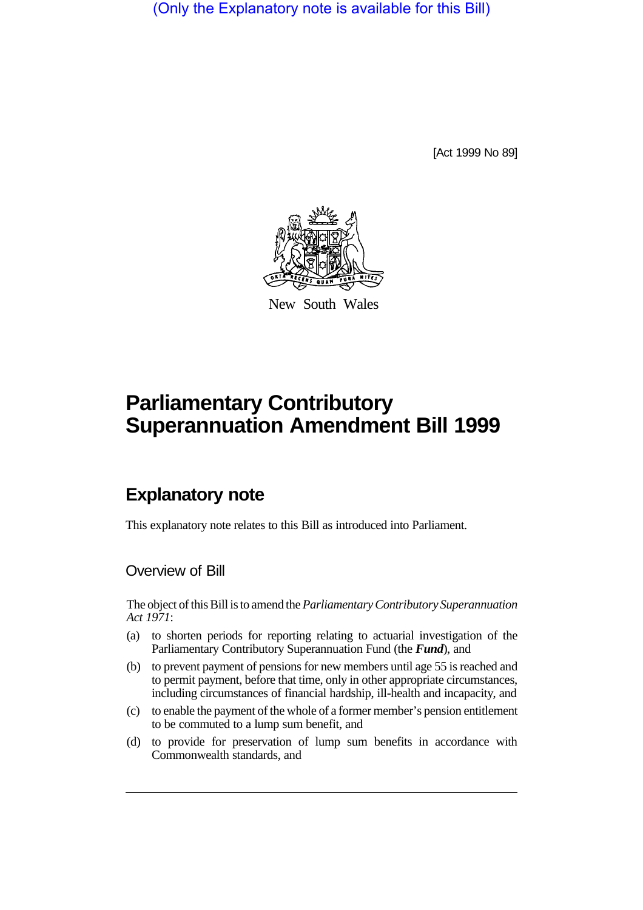(Only the Explanatory note is available for this Bill)

[Act 1999 No 89]

New South Wales

# Parliamentary Contributory Superannuation Amendment Bill 1999

## Explanatory note

This explanatory note relates to this Bill as introduced into Parliament.

### Overview of Bill

The object of this Bill is to amend the *Parliamentary Contributory Superannuation Act 1971*:

(a) to shorten periods for reporting relating to actuarial investigation of the Parliamentary Contributory Superannuation Fund (the ***Fund***), and

(b) to prevent payment of pensions for new members until age 55 is reached and to permit payment, before that time, only in other appropriate circumstances, including circumstances of financial hardship, ill-health and incapacity, and

(c) to enable the payment of the whole of a former member's pension entitlement to be commuted to a lump sum benefit, and

(d) to provide for preservation of lump sum benefits in accordance with Commonwealth standards, and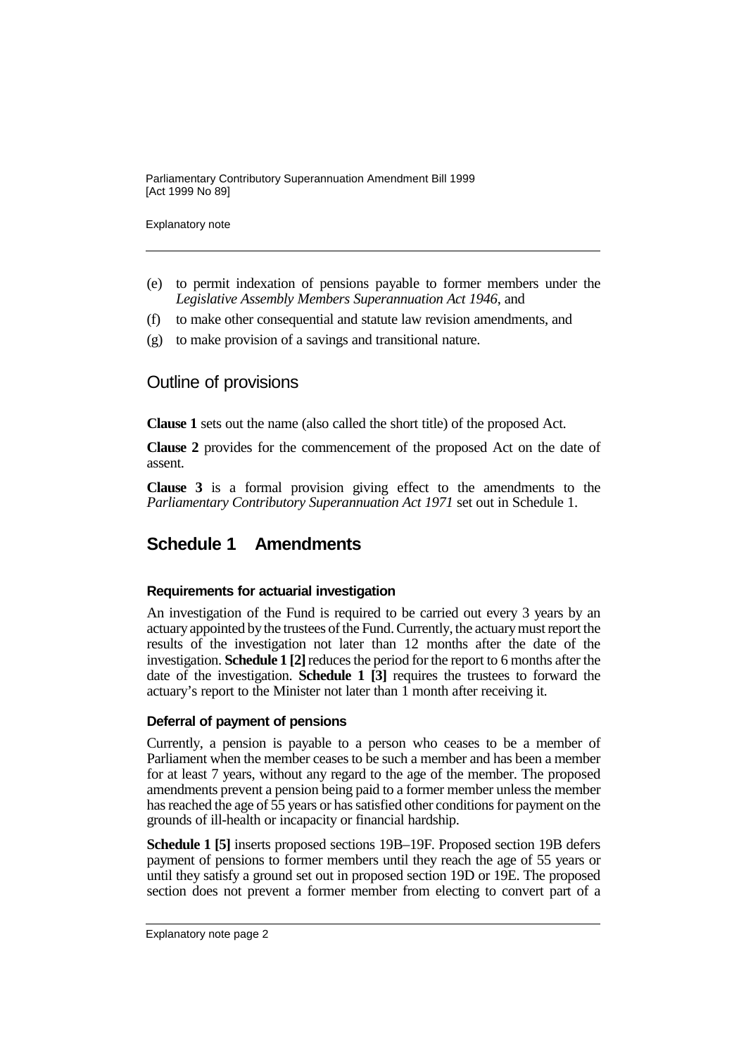(e) to permit indexation of pensions payable to former members under the *Legislative Assembly Members Superannuation Act 1946*, and

(f) to make other consequential and statute law revision amendments, and

(g) to make provision of a savings and transitional nature.

## Outline of provisions

**Clause 1** sets out the name (also called the short title) of the proposed Act.

**Clause 2** provides for the commencement of the proposed Act on the date of assent.

**Clause 3** is a formal provision giving effect to the amendments to the *Parliamentary Contributory Superannuation Act 1971* set out in Schedule 1.

## Schedule 1 Amendments

### Requirements for actuarial investigation

An investigation of the Fund is required to be carried out every 3 years by an actuary appointed by the trustees of the Fund. Currently, the actuary must report the results of the investigation not later than 12 months after the date of the investigation. **Schedule 1 [2]** reduces the period for the report to 6 months after the date of the investigation. **Schedule 1 [3]** requires the trustees to forward the actuary's report to the Minister not later than 1 month after receiving it.

### Deferral of payment of pensions

Currently, a pension is payable to a person who ceases to be a member of Parliament when the member ceases to be such a member and has been a member for at least 7 years, without any regard to the age of the member. The proposed amendments prevent a pension being paid to a former member unless the member has reached the age of 55 years or has satisfied other conditions for payment on the grounds of ill-health or incapacity or financial hardship.

**Schedule 1 [5]** inserts proposed sections 19B–19F. Proposed section 19B defers payment of pensions to former members until they reach the age of 55 years or until they satisfy a ground set out in proposed section 19D or 19E. The proposed section does not prevent a former member from electing to convert part of a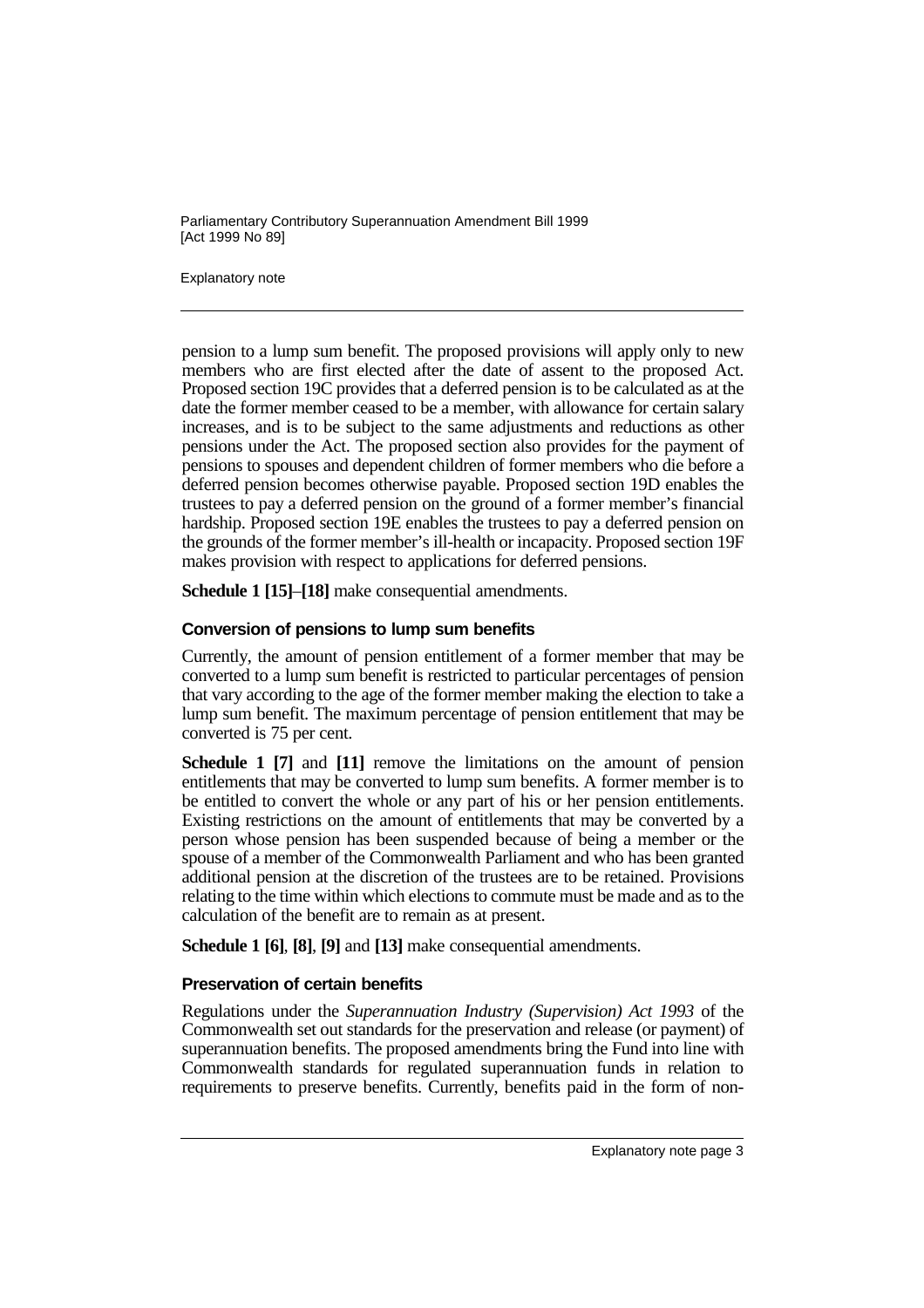pension to a lump sum benefit. The proposed provisions will apply only to new members who are first elected after the date of assent to the proposed Act. Proposed section 19C provides that a deferred pension is to be calculated as at the date the former member ceased to be a member, with allowance for certain salary increases, and is to be subject to the same adjustments and reductions as other pensions under the Act. The proposed section also provides for the payment of pensions to spouses and dependent children of former members who die before a deferred pension becomes otherwise payable. Proposed section 19D enables the trustees to pay a deferred pension on the ground of a former member's financial hardship. Proposed section 19E enables the trustees to pay a deferred pension on the grounds of the former member's ill-health or incapacity. Proposed section 19F makes provision with respect to applications for deferred pensions.

**Schedule 1 [15]**–**[18]** make consequential amendments.

### Conversion of pensions to lump sum benefits

Currently, the amount of pension entitlement of a former member that may be converted to a lump sum benefit is restricted to particular percentages of pension that vary according to the age of the former member making the election to take a lump sum benefit. The maximum percentage of pension entitlement that may be converted is 75 per cent.

**Schedule 1 [7]** and **[11]** remove the limitations on the amount of pension entitlements that may be converted to lump sum benefits. A former member is to be entitled to convert the whole or any part of his or her pension entitlements. Existing restrictions on the amount of entitlements that may be converted by a person whose pension has been suspended because of being a member or the spouse of a member of the Commonwealth Parliament and who has been granted additional pension at the discretion of the trustees are to be retained. Provisions relating to the time within which elections to commute must be made and as to the calculation of the benefit are to remain as at present.

**Schedule 1 [6]**, **[8]**, **[9]** and **[13]** make consequential amendments.

### Preservation of certain benefits

Regulations under the *Superannuation Industry (Supervision) Act 1993* of the Commonwealth set out standards for the preservation and release (or payment) of superannuation benefits. The proposed amendments bring the Fund into line with Commonwealth standards for regulated superannuation funds in relation to requirements to preserve benefits. Currently, benefits paid in the form of non-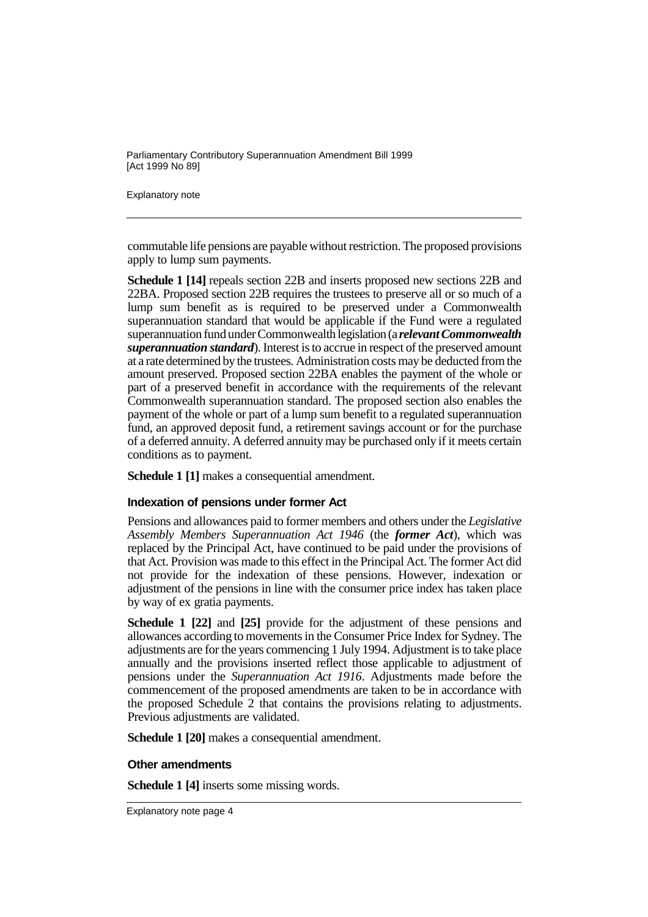commutable life pensions are payable without restriction. The proposed provisions apply to lump sum payments.

**Schedule 1 [14]** repeals section 22B and inserts proposed new sections 22B and 22BA. Proposed section 22B requires the trustees to preserve all or so much of a lump sum benefit as is required to be preserved under a Commonwealth superannuation standard that would be applicable if the Fund were a regulated superannuation fund under Commonwealth legislation (a ***relevant Commonwealth superannuation standard***). Interest is to accrue in respect of the preserved amount at a rate determined by the trustees. Administration costs may be deducted from the amount preserved. Proposed section 22BA enables the payment of the whole or part of a preserved benefit in accordance with the requirements of the relevant Commonwealth superannuation standard. The proposed section also enables the payment of the whole or part of a lump sum benefit to a regulated superannuation fund, an approved deposit fund, a retirement savings account or for the purchase of a deferred annuity. A deferred annuity may be purchased only if it meets certain conditions as to payment.

**Schedule 1 [1]** makes a consequential amendment.

### Indexation of pensions under former Act

Pensions and allowances paid to former members and others under the *Legislative Assembly Members Superannuation Act 1946* (the ***former Act***), which was replaced by the Principal Act, have continued to be paid under the provisions of that Act. Provision was made to this effect in the Principal Act. The former Act did not provide for the indexation of these pensions. However, indexation or adjustment of the pensions in line with the consumer price index has taken place by way of ex gratia payments.

**Schedule 1 [22]** and **[25]** provide for the adjustment of these pensions and allowances according to movements in the Consumer Price Index for Sydney. The adjustments are for the years commencing 1 July 1994. Adjustment is to take place annually and the provisions inserted reflect those applicable to adjustment of pensions under the *Superannuation Act 1916*. Adjustments made before the commencement of the proposed amendments are taken to be in accordance with the proposed Schedule 2 that contains the provisions relating to adjustments. Previous adjustments are validated.

**Schedule 1 [20]** makes a consequential amendment.

### Other amendments

**Schedule 1 [4]** inserts some missing words.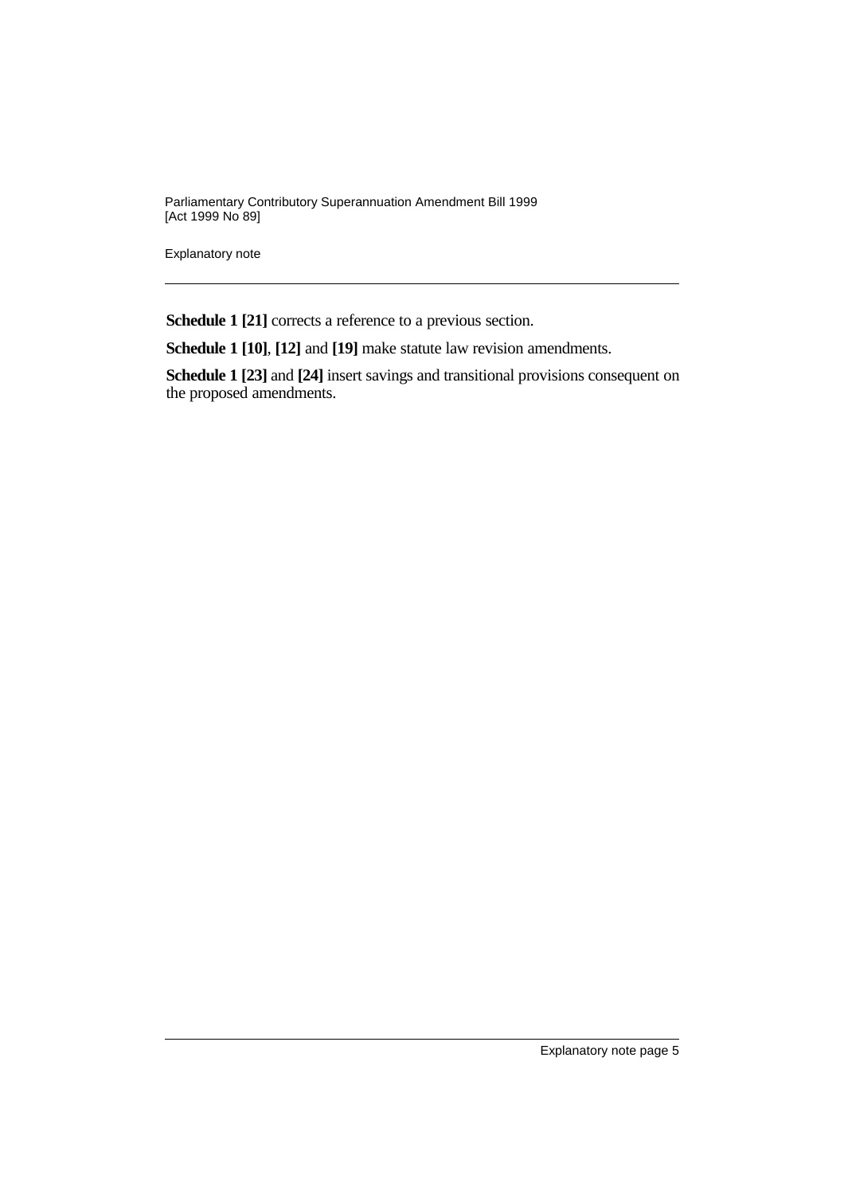**Schedule 1 [21]** corrects a reference to a previous section.

**Schedule 1 [10]**, **[12]** and **[19]** make statute law revision amendments.

**Schedule 1 [23]** and **[24]** insert savings and transitional provisions consequent on the proposed amendments.